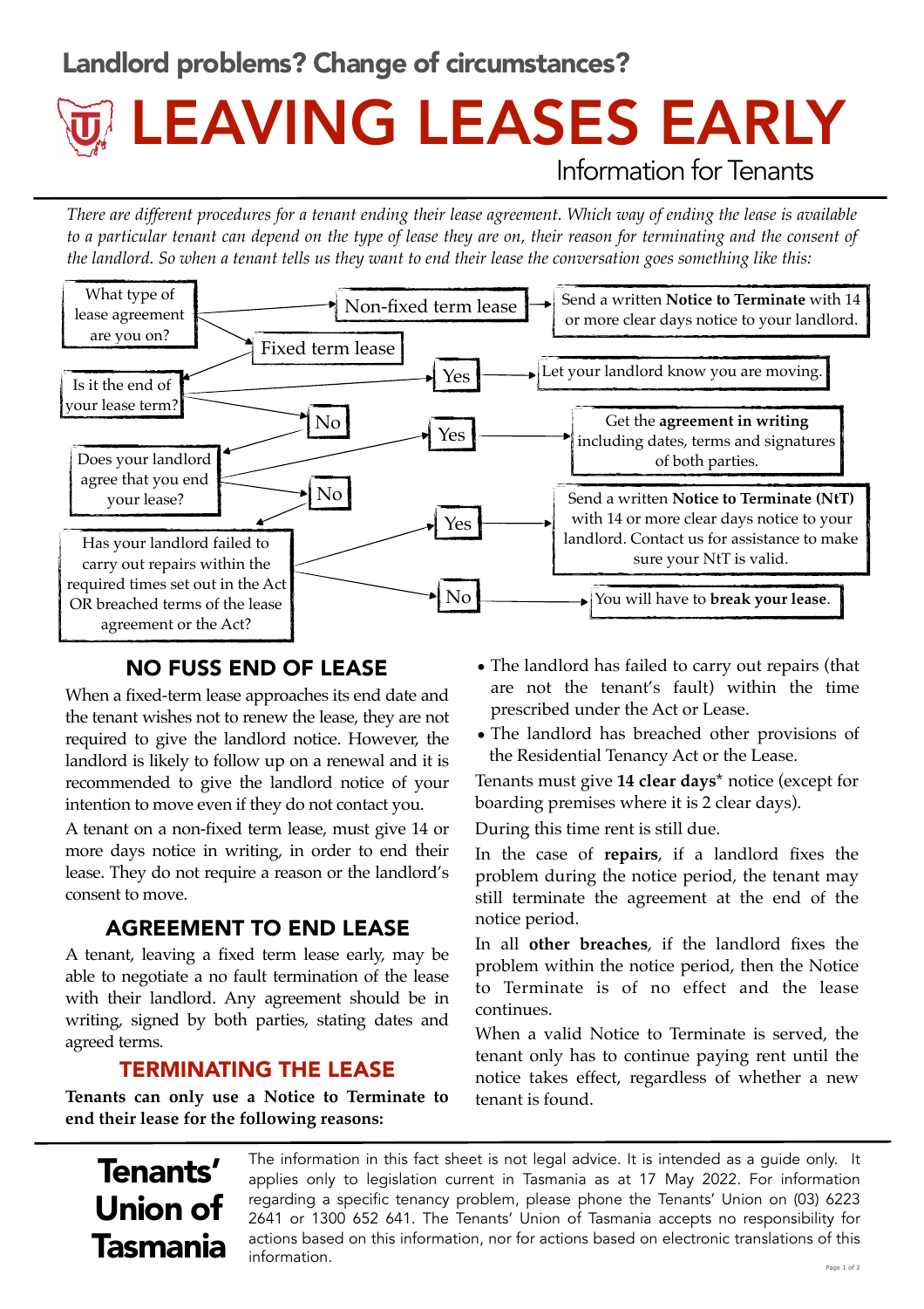Landlord problems? Change of circumstances?

# LEAVING LEASES EARLY

Information for Tenants

*There are different procedures for a tenant ending their lease agreement. Which way of ending the lease is available to a particular tenant can depend on the type of lease they are on, their reason for terminating and the consent of the landlord. So when a tenant tells us they want to end their lease the conversation goes something like this:*

What type of lease agreement are you on?

- Non-fixed term lease → Send a written **Notice to Terminate** with 14 or more clear days notice to your landlord.
- Fixed term lease → Is it the end of your lease term?
  - Yes → Let your landlord know you are moving.
  - No → Does your landlord agree that you end your lease?
    - Yes → Get the **agreement in writing** including dates, terms and signatures of both parties.
    - No → Has your landlord failed to carry out repairs within the required times set out in the Act OR breached terms of the lease agreement or the Act?
      - Yes → Send a written **Notice to Terminate (NtT)** with 14 or more clear days notice to your landlord. Contact us for assistance to make sure your NtT is valid.
      - No → You will have to **break your lease**.

## NO FUSS END OF LEASE

When a fixed-term lease approaches its end date and the tenant wishes not to renew the lease, they are not required to give the landlord notice. However, the landlord is likely to follow up on a renewal and it is recommended to give the landlord notice of your intention to move even if they do not contact you.

A tenant on a non-fixed term lease, must give 14 or more days notice in writing, in order to end their lease. They do not require a reason or the landlord's consent to move.

## AGREEMENT TO END LEASE

A tenant, leaving a fixed term lease early, may be able to negotiate a no fault termination of the lease with their landlord. Any agreement should be in writing, signed by both parties, stating dates and agreed terms.

## TERMINATING THE LEASE

**Tenants can only use a Notice to Terminate to end their lease for the following reasons:**

- The landlord has failed to carry out repairs (that are not the tenant's fault) within the time prescribed under the Act or Lease.
- The landlord has breached other provisions of the Residential Tenancy Act or the Lease.

Tenants must give **14 clear days*** notice (except for boarding premises where it is 2 clear days).

During this time rent is still due.

In the case of **repairs**, if a landlord fixes the problem during the notice period, the tenant may still terminate the agreement at the end of the notice period.

In all **other breaches**, if the landlord fixes the problem within the notice period, then the Notice to Terminate is of no effect and the lease continues.

When a valid Notice to Terminate is served, the tenant only has to continue paying rent until the notice takes effect, regardless of whether a new tenant is found.

**Tenants' Union of Tasmania**

The information in this fact sheet is not legal advice. It is intended as a guide only. It applies only to legislation current in Tasmania as at 17 May 2022. For information regarding a specific tenancy problem, please phone the Tenants' Union on (03) 6223 2641 or 1300 652 641. The Tenants' Union of Tasmania accepts no responsibility for actions based on this information, nor for actions based on electronic translations of this information.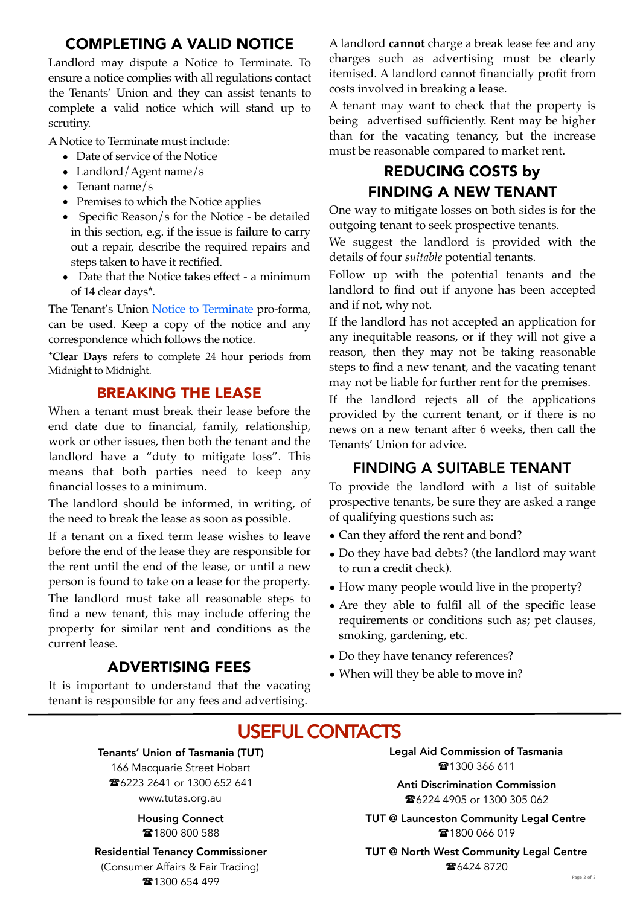## COMPLETING A VALID NOTICE

Landlord may dispute a Notice to Terminate. To ensure a notice complies with all regulations contact the Tenants' Union and they can assist tenants to complete a valid notice which will stand up to scrutiny.

A Notice to Terminate must include:

- Date of service of the Notice
- Landlord/Agent name/s
- Tenant name/s
- Premises to which the Notice applies
- Specific Reason/s for the Notice - be detailed in this section, e.g. if the issue is failure to carry out a repair, describe the required repairs and steps taken to have it rectified.
- Date that the Notice takes effect - a minimum of 14 clear days*.

The Tenant's Union Notice to Terminate pro-forma, can be used. Keep a copy of the notice and any correspondence which follows the notice.

*__Clear Days__ refers to complete 24 hour periods from Midnight to Midnight.

## BREAKING THE LEASE

When a tenant must break their lease before the end date due to financial, family, relationship, work or other issues, then both the tenant and the landlord have a "duty to mitigate loss". This means that both parties need to keep any financial losses to a minimum.

The landlord should be informed, in writing, of the need to break the lease as soon as possible.

If a tenant on a fixed term lease wishes to leave before the end of the lease they are responsible for the rent until the end of the lease, or until a new person is found to take on a lease for the property.

The landlord must take all reasonable steps to find a new tenant, this may include offering the property for similar rent and conditions as the current lease.

## ADVERTISING FEES

It is important to understand that the vacating tenant is responsible for any fees and advertising.

A landlord **cannot** charge a break lease fee and any charges such as advertising must be clearly itemised. A landlord cannot financially profit from costs involved in breaking a lease.

A tenant may want to check that the property is being advertised sufficiently. Rent may be higher than for the vacating tenancy, but the increase must be reasonable compared to market rent.

## REDUCING COSTS by FINDING A NEW TENANT

One way to mitigate losses on both sides is for the outgoing tenant to seek prospective tenants.

We suggest the landlord is provided with the details of four *suitable* potential tenants.

Follow up with the potential tenants and the landlord to find out if anyone has been accepted and if not, why not.

If the landlord has not accepted an application for any inequitable reasons, or if they will not give a reason, then they may not be taking reasonable steps to find a new tenant, and the vacating tenant may not be liable for further rent for the premises.

If the landlord rejects all of the applications provided by the current tenant, or if there is no news on a new tenant after 6 weeks, then call the Tenants' Union for advice.

## FINDING A SUITABLE TENANT

To provide the landlord with a list of suitable prospective tenants, be sure they are asked a range of qualifying questions such as:

- Can they afford the rent and bond?
- Do they have bad debts? (the landlord may want to run a credit check).
- How many people would live in the property?
- Are they able to fulfil all of the specific lease requirements or conditions such as; pet clauses, smoking, gardening, etc.
- Do they have tenancy references?
- When will they be able to move in?

## USEFUL CONTACTS

**Tenants' Union of Tasmania (TUT)**
166 Macquarie Street Hobart
☎6223 2641 or 1300 652 641
www.tutas.org.au

**Housing Connect**
☎1800 800 588

**Residential Tenancy Commissioner**
(Consumer Affairs & Fair Trading)
☎1300 654 499

**Legal Aid Commission of Tasmania**
☎1300 366 611

**Anti Discrimination Commission**
☎6224 4905 or 1300 305 062

**TUT @ Launceston Community Legal Centre**
☎1800 066 019

**TUT @ North West Community Legal Centre**
☎6424 8720